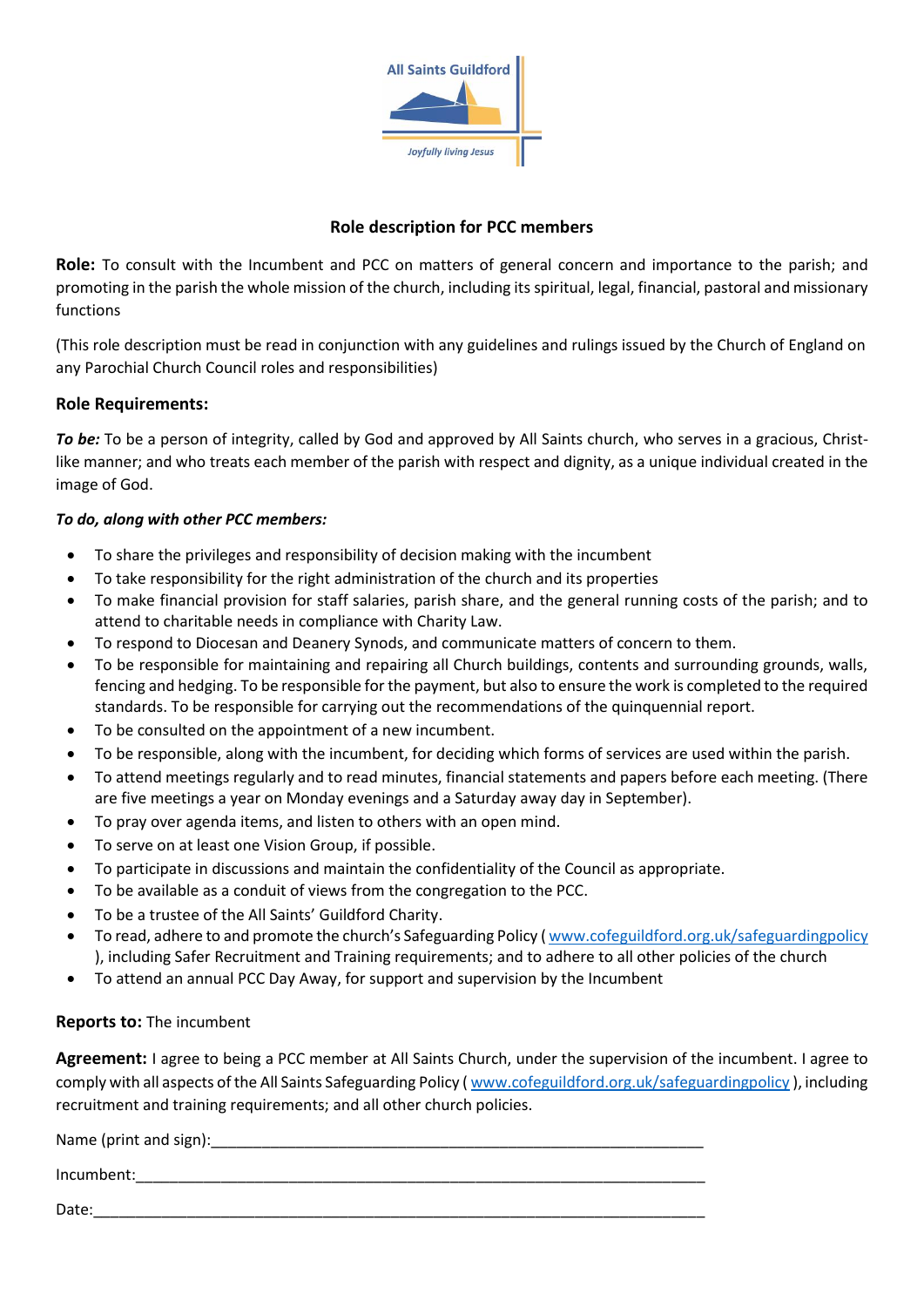All Saints Guildford

*Joyfully living Jesus*

# Role description for PCC members

**Role:** To consult with the Incumbent and PCC on matters of general concern and importance to the parish; and promoting in the parish the whole mission of the church, including its spiritual, legal, financial, pastoral and missionary functions

(This role description must be read in conjunction with any guidelines and rulings issued by the Church of England on any Parochial Church Council roles and responsibilities)

## Role Requirements:

***To be:*** To be a person of integrity, called by God and approved by All Saints church, who serves in a gracious, Christ-like manner; and who treats each member of the parish with respect and dignity, as a unique individual created in the image of God.

***To do, along with other PCC members:***

- To share the privileges and responsibility of decision making with the incumbent
- To take responsibility for the right administration of the church and its properties
- To make financial provision for staff salaries, parish share, and the general running costs of the parish; and to attend to charitable needs in compliance with Charity Law.
- To respond to Diocesan and Deanery Synods, and communicate matters of concern to them.
- To be responsible for maintaining and repairing all Church buildings, contents and surrounding grounds, walls, fencing and hedging. To be responsible for the payment, but also to ensure the work is completed to the required standards. To be responsible for carrying out the recommendations of the quinquennial report.
- To be consulted on the appointment of a new incumbent.
- To be responsible, along with the incumbent, for deciding which forms of services are used within the parish.
- To attend meetings regularly and to read minutes, financial statements and papers before each meeting. (There are five meetings a year on Monday evenings and a Saturday away day in September).
- To pray over agenda items, and listen to others with an open mind.
- To serve on at least one Vision Group, if possible.
- To participate in discussions and maintain the confidentiality of the Council as appropriate.
- To be available as a conduit of views from the congregation to the PCC.
- To be a trustee of the All Saints' Guildford Charity.
- To read, adhere to and promote the church's Safeguarding Policy ( www.cofeguildford.org.uk/safeguardingpolicy ), including Safer Recruitment and Training requirements; and to adhere to all other policies of the church
- To attend an annual PCC Day Away, for support and supervision by the Incumbent

**Reports to:** The incumbent

**Agreement:** I agree to being a PCC member at All Saints Church, under the supervision of the incumbent. I agree to comply with all aspects of the All Saints Safeguarding Policy ( www.cofeguildford.org.uk/safeguardingpolicy ), including recruitment and training requirements; and all other church policies.

Name (print and sign):_____________________________________________________________

Incumbent:_______________________________________________________________________

Date:____________________________________________________________________________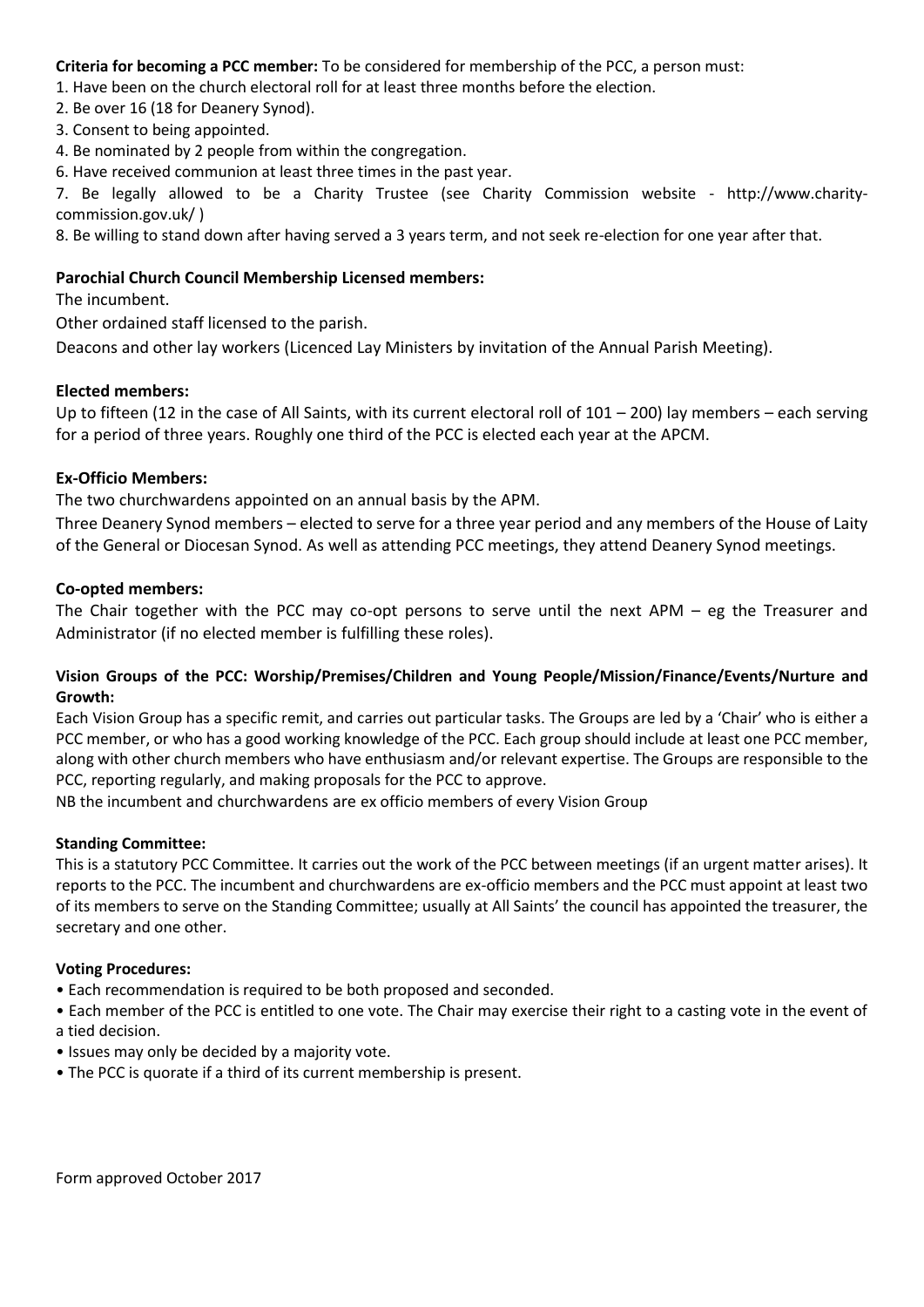**Criteria for becoming a PCC member:** To be considered for membership of the PCC, a person must:

1. Have been on the church electoral roll for at least three months before the election.
2. Be over 16 (18 for Deanery Synod).
3. Consent to being appointed.
4. Be nominated by 2 people from within the congregation.
6. Have received communion at least three times in the past year.
7. Be legally allowed to be a Charity Trustee (see Charity Commission website - http://www.charity-commission.gov.uk/ )
8. Be willing to stand down after having served a 3 years term, and not seek re-election for one year after that.

**Parochial Church Council Membership Licensed members:**

The incumbent.

Other ordained staff licensed to the parish.

Deacons and other lay workers (Licenced Lay Ministers by invitation of the Annual Parish Meeting).

**Elected members:**

Up to fifteen (12 in the case of All Saints, with its current electoral roll of 101 – 200) lay members – each serving for a period of three years. Roughly one third of the PCC is elected each year at the APCM.

**Ex-Officio Members:**

The two churchwardens appointed on an annual basis by the APM.

Three Deanery Synod members – elected to serve for a three year period and any members of the House of Laity of the General or Diocesan Synod. As well as attending PCC meetings, they attend Deanery Synod meetings.

**Co-opted members:**

The Chair together with the PCC may co-opt persons to serve until the next APM – eg the Treasurer and Administrator (if no elected member is fulfilling these roles).

**Vision Groups of the PCC: Worship/Premises/Children and Young People/Mission/Finance/Events/Nurture and Growth:**

Each Vision Group has a specific remit, and carries out particular tasks. The Groups are led by a 'Chair' who is either a PCC member, or who has a good working knowledge of the PCC. Each group should include at least one PCC member, along with other church members who have enthusiasm and/or relevant expertise. The Groups are responsible to the PCC, reporting regularly, and making proposals for the PCC to approve.

NB the incumbent and churchwardens are ex officio members of every Vision Group

**Standing Committee:**

This is a statutory PCC Committee. It carries out the work of the PCC between meetings (if an urgent matter arises). It reports to the PCC. The incumbent and churchwardens are ex-officio members and the PCC must appoint at least two of its members to serve on the Standing Committee; usually at All Saints' the council has appointed the treasurer, the secretary and one other.

**Voting Procedures:**

- Each recommendation is required to be both proposed and seconded.
- Each member of the PCC is entitled to one vote. The Chair may exercise their right to a casting vote in the event of a tied decision.
- Issues may only be decided by a majority vote.
- The PCC is quorate if a third of its current membership is present.

Form approved October 2017